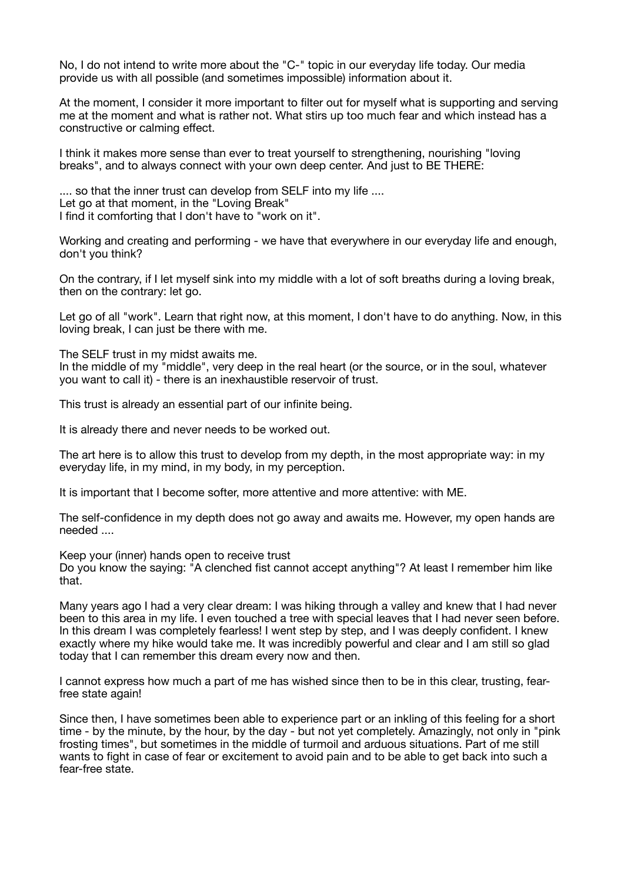No, I do not intend to write more about the "C-" topic in our everyday life today. Our media provide us with all possible (and sometimes impossible) information about it.

At the moment, I consider it more important to filter out for myself what is supporting and serving me at the moment and what is rather not. What stirs up too much fear and which instead has a constructive or calming effect.

I think it makes more sense than ever to treat yourself to strengthening, nourishing "loving breaks", and to always connect with your own deep center. And just to BE THERE:

.... so that the inner trust can develop from SELF into my life ....
Let go at that moment, in the "Loving Break"
I find it comforting that I don't have to "work on it".

Working and creating and performing - we have that everywhere in our everyday life and enough, don't you think?

On the contrary, if I let myself sink into my middle with a lot of soft breaths during a loving break, then on the contrary: let go.

Let go of all "work". Learn that right now, at this moment, I don't have to do anything. Now, in this loving break, I can just be there with me.

The SELF trust in my midst awaits me.
In the middle of my "middle", very deep in the real heart (or the source, or in the soul, whatever you want to call it) - there is an inexhaustible reservoir of trust.

This trust is already an essential part of our infinite being.

It is already there and never needs to be worked out.

The art here is to allow this trust to develop from my depth, in the most appropriate way: in my everyday life, in my mind, in my body, in my perception.

It is important that I become softer, more attentive and more attentive: with ME.

The self-confidence in my depth does not go away and awaits me. However, my open hands are needed ....

Keep your (inner) hands open to receive trust
Do you know the saying: "A clenched fist cannot accept anything"? At least I remember him like that.

Many years ago I had a very clear dream: I was hiking through a valley and knew that I had never been to this area in my life. I even touched a tree with special leaves that I had never seen before. In this dream I was completely fearless! I went step by step, and I was deeply confident. I knew exactly where my hike would take me. It was incredibly powerful and clear and I am still so glad today that I can remember this dream every now and then.

I cannot express how much a part of me has wished since then to be in this clear, trusting, fear-free state again!

Since then, I have sometimes been able to experience part or an inkling of this feeling for a short time - by the minute, by the hour, by the day - but not yet completely. Amazingly, not only in "pink frosting times", but sometimes in the middle of turmoil and arduous situations. Part of me still wants to fight in case of fear or excitement to avoid pain and to be able to get back into such a fear-free state.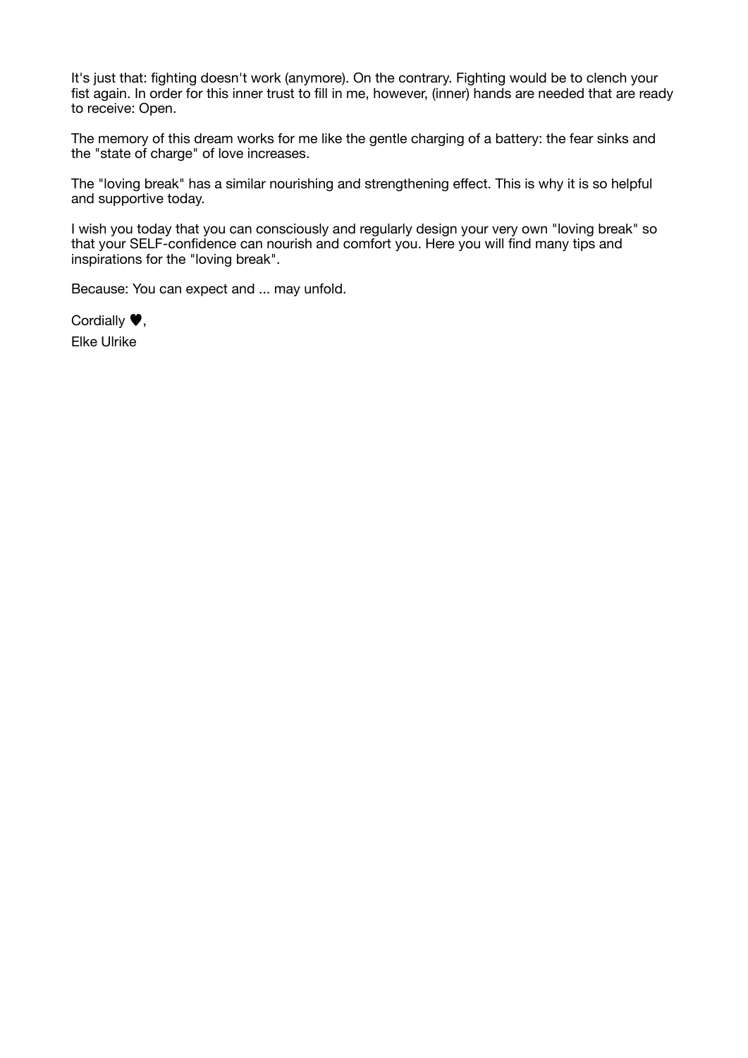It's just that: fighting doesn't work (anymore). On the contrary. Fighting would be to clench your fist again. In order for this inner trust to fill in me, however, (inner) hands are needed that are ready to receive: Open.

The memory of this dream works for me like the gentle charging of a battery: the fear sinks and the "state of charge" of love increases.

The "loving break" has a similar nourishing and strengthening effect. This is why it is so helpful and supportive today.

I wish you today that you can consciously and regularly design your very own "loving break" so that your SELF-confidence can nourish and comfort you. Here you will find many tips and inspirations for the "loving break".

Because: You can expect and ... may unfold.

Cordially ♥,

Elke Ulrike